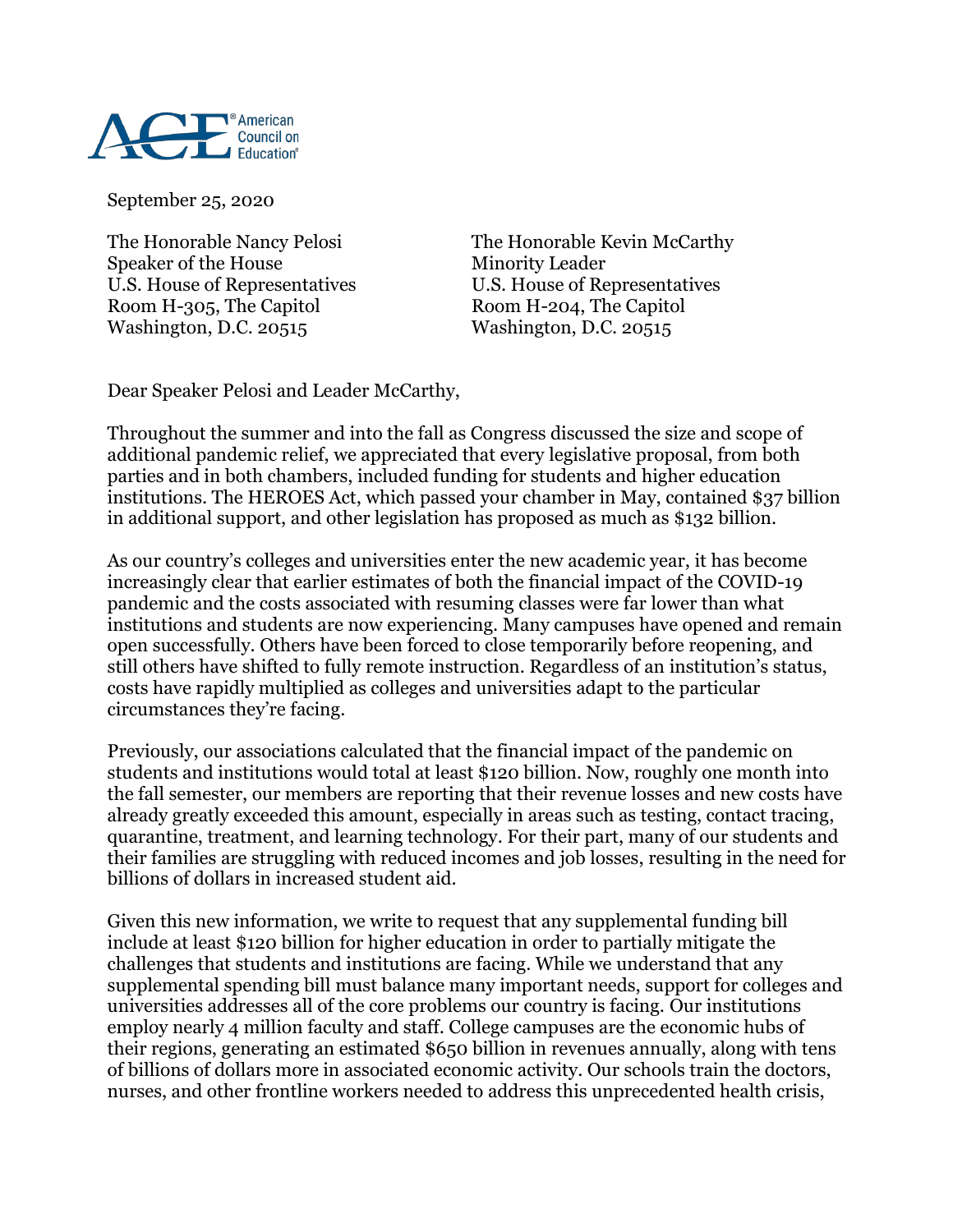American Council on Education

September 25, 2020

The Honorable Nancy Pelosi
Speaker of the House
U.S. House of Representatives
Room H-305, The Capitol
Washington, D.C. 20515

The Honorable Kevin McCarthy
Minority Leader
U.S. House of Representatives
Room H-204, The Capitol
Washington, D.C. 20515

Dear Speaker Pelosi and Leader McCarthy,

Throughout the summer and into the fall as Congress discussed the size and scope of additional pandemic relief, we appreciated that every legislative proposal, from both parties and in both chambers, included funding for students and higher education institutions. The HEROES Act, which passed your chamber in May, contained $37 billion in additional support, and other legislation has proposed as much as $132 billion.

As our country's colleges and universities enter the new academic year, it has become increasingly clear that earlier estimates of both the financial impact of the COVID-19 pandemic and the costs associated with resuming classes were far lower than what institutions and students are now experiencing. Many campuses have opened and remain open successfully. Others have been forced to close temporarily before reopening, and still others have shifted to fully remote instruction. Regardless of an institution's status, costs have rapidly multiplied as colleges and universities adapt to the particular circumstances they're facing.

Previously, our associations calculated that the financial impact of the pandemic on students and institutions would total at least $120 billion. Now, roughly one month into the fall semester, our members are reporting that their revenue losses and new costs have already greatly exceeded this amount, especially in areas such as testing, contact tracing, quarantine, treatment, and learning technology. For their part, many of our students and their families are struggling with reduced incomes and job losses, resulting in the need for billions of dollars in increased student aid.

Given this new information, we write to request that any supplemental funding bill include at least $120 billion for higher education in order to partially mitigate the challenges that students and institutions are facing. While we understand that any supplemental spending bill must balance many important needs, support for colleges and universities addresses all of the core problems our country is facing. Our institutions employ nearly 4 million faculty and staff. College campuses are the economic hubs of their regions, generating an estimated $650 billion in revenues annually, along with tens of billions of dollars more in associated economic activity. Our schools train the doctors, nurses, and other frontline workers needed to address this unprecedented health crisis,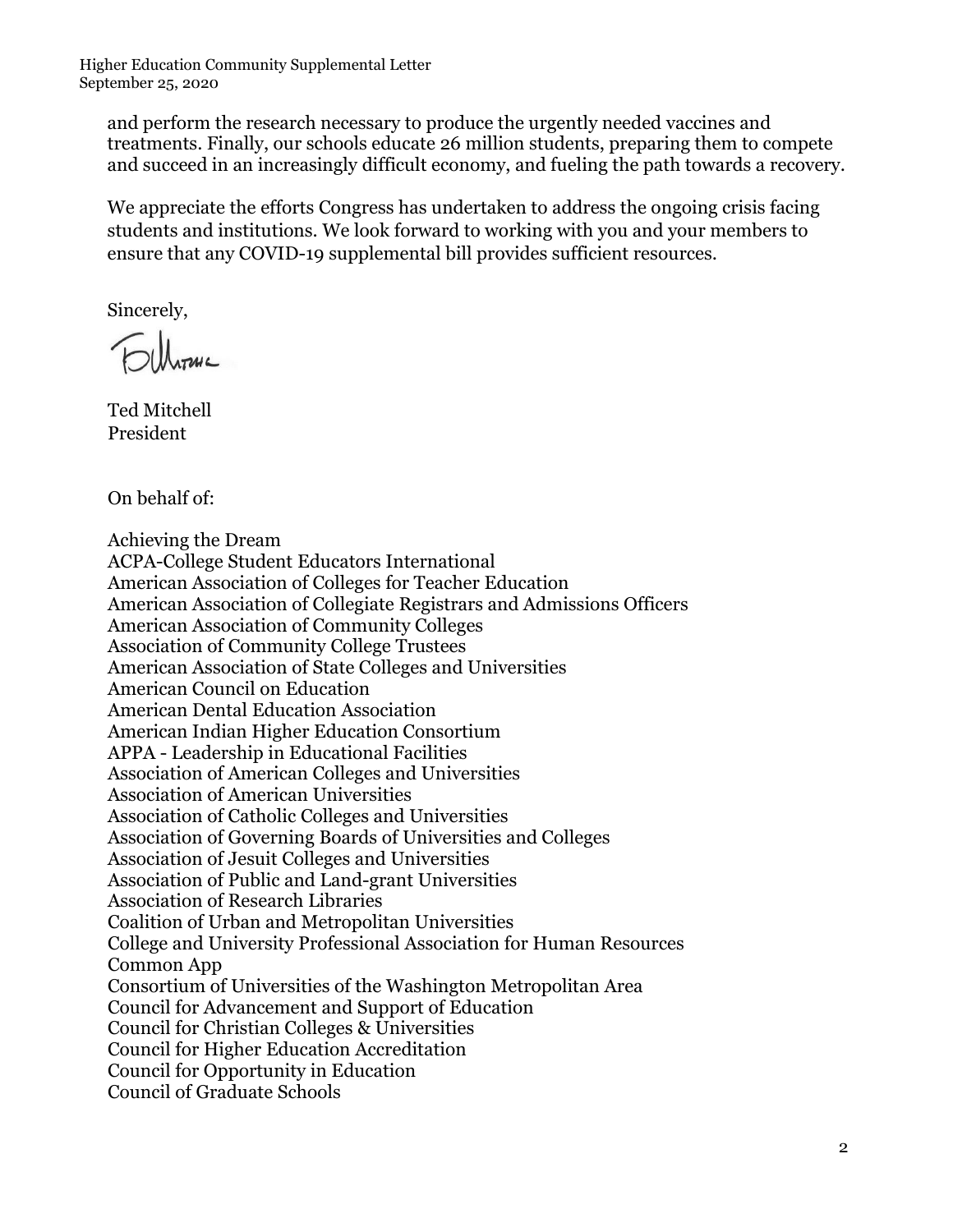and perform the research necessary to produce the urgently needed vaccines and treatments. Finally, our schools educate 26 million students, preparing them to compete and succeed in an increasingly difficult economy, and fueling the path towards a recovery.

We appreciate the efforts Congress has undertaken to address the ongoing crisis facing students and institutions. We look forward to working with you and your members to ensure that any COVID-19 supplemental bill provides sufficient resources.

Sincerely,

Ted Mitchell
President

On behalf of:

Achieving the Dream
ACPA-College Student Educators International
American Association of Colleges for Teacher Education
American Association of Collegiate Registrars and Admissions Officers
American Association of Community Colleges
Association of Community College Trustees
American Association of State Colleges and Universities
American Council on Education
American Dental Education Association
American Indian Higher Education Consortium
APPA - Leadership in Educational Facilities
Association of American Colleges and Universities
Association of American Universities
Association of Catholic Colleges and Universities
Association of Governing Boards of Universities and Colleges
Association of Jesuit Colleges and Universities
Association of Public and Land-grant Universities
Association of Research Libraries
Coalition of Urban and Metropolitan Universities
College and University Professional Association for Human Resources
Common App
Consortium of Universities of the Washington Metropolitan Area
Council for Advancement and Support of Education
Council for Christian Colleges & Universities
Council for Higher Education Accreditation
Council for Opportunity in Education
Council of Graduate Schools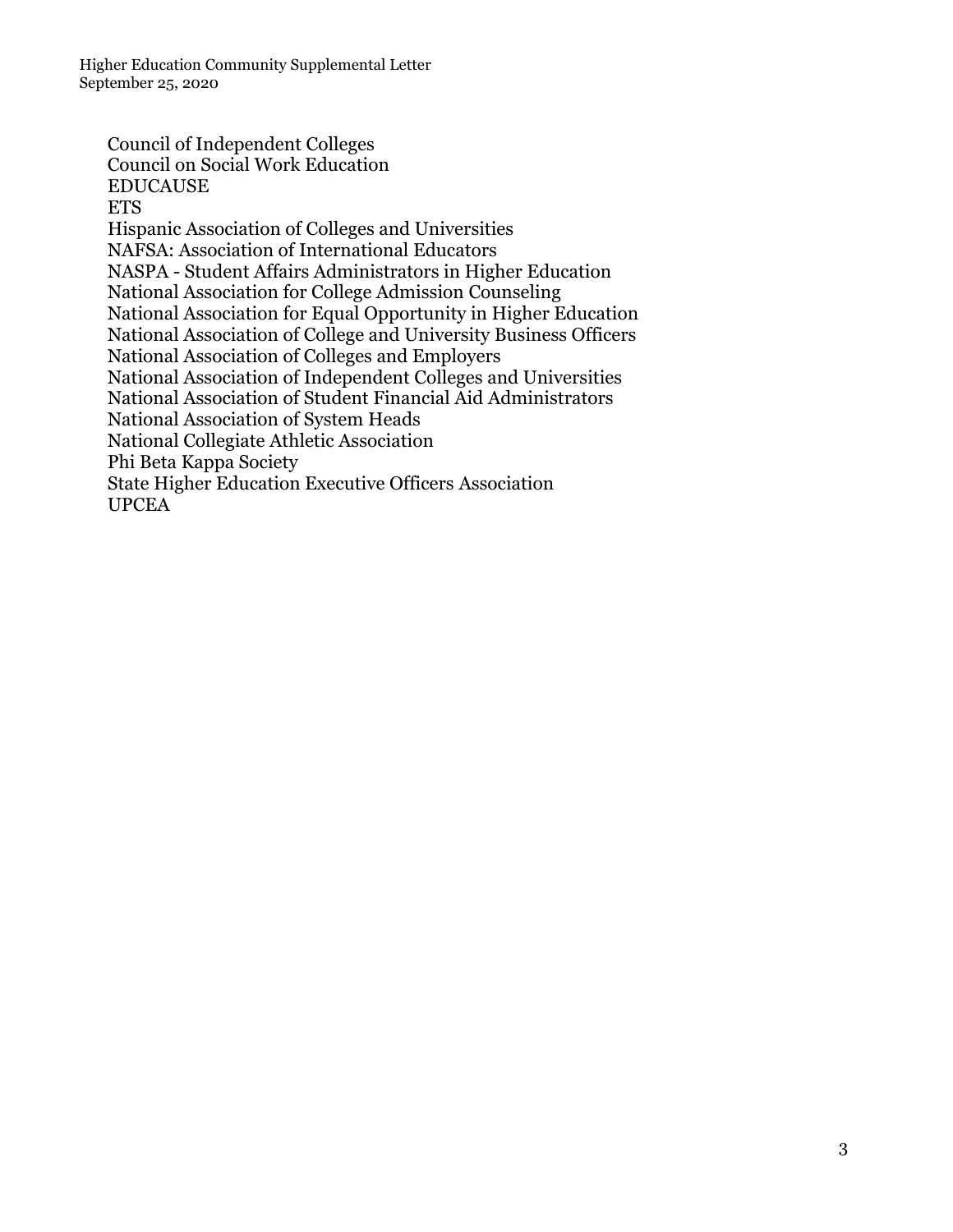Council of Independent Colleges
Council on Social Work Education
EDUCAUSE
ETS
Hispanic Association of Colleges and Universities
NAFSA: Association of International Educators
NASPA - Student Affairs Administrators in Higher Education
National Association for College Admission Counseling
National Association for Equal Opportunity in Higher Education
National Association of College and University Business Officers
National Association of Colleges and Employers
National Association of Independent Colleges and Universities
National Association of Student Financial Aid Administrators
National Association of System Heads
National Collegiate Athletic Association
Phi Beta Kappa Society
State Higher Education Executive Officers Association
UPCEA